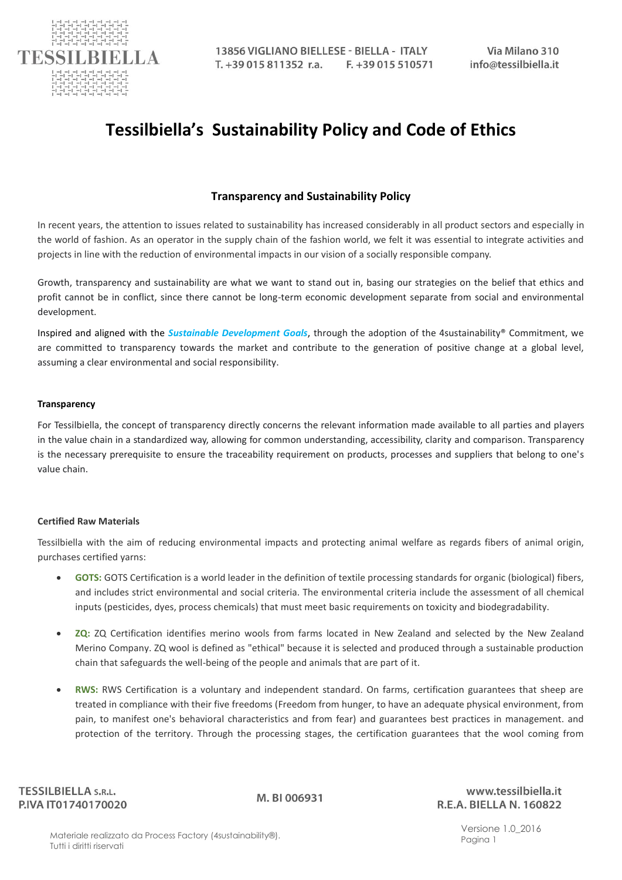# Tessilbiella's Sustainability Policy and Code of Ethics

## Transparency and Sustainability Policy

In recent years, the attention to issues related to sustainability has increased considerably in all product sectors and especially in the world of fashion. As an operator in the supply chain of the fashion world, we felt it was essential to integrate activities and projects in line with the reduction of environmental impacts in our vision of a socially responsible company.

Growth, transparency and sustainability are what we want to stand out in, basing our strategies on the belief that ethics and profit cannot be in conflict, since there cannot be long-term economic development separate from social and environmental development.

Inspired and aligned with the ***Sustainable Development Goals***, through the adoption of the 4sustainability® Commitment, we are committed to transparency towards the market and contribute to the generation of positive change at a global level, assuming a clear environmental and social responsibility.

**Transparency**

For Tessilbiella, the concept of transparency directly concerns the relevant information made available to all parties and players in the value chain in a standardized way, allowing for common understanding, accessibility, clarity and comparison. Transparency is the necessary prerequisite to ensure the traceability requirement on products, processes and suppliers that belong to one's value chain.

**Certified Raw Materials**

Tessilbiella with the aim of reducing environmental impacts and protecting animal welfare as regards fibers of animal origin, purchases certified yarns:

- **GOTS:** GOTS Certification is a world leader in the definition of textile processing standards for organic (biological) fibers, and includes strict environmental and social criteria. The environmental criteria include the assessment of all chemical inputs (pesticides, dyes, process chemicals) that must meet basic requirements on toxicity and biodegradability.
- **ZQ:** ZQ Certification identifies merino wools from farms located in New Zealand and selected by the New Zealand Merino Company. ZQ wool is defined as "ethical" because it is selected and produced through a sustainable production chain that safeguards the well-being of the people and animals that are part of it.
- **RWS:** RWS Certification is a voluntary and independent standard. On farms, certification guarantees that sheep are treated in compliance with their five freedoms (Freedom from hunger, to have an adequate physical environment, from pain, to manifest one's behavioral characteristics and from fear) and guarantees best practices in management. and protection of the territory. Through the processing stages, the certification guarantees that the wool coming from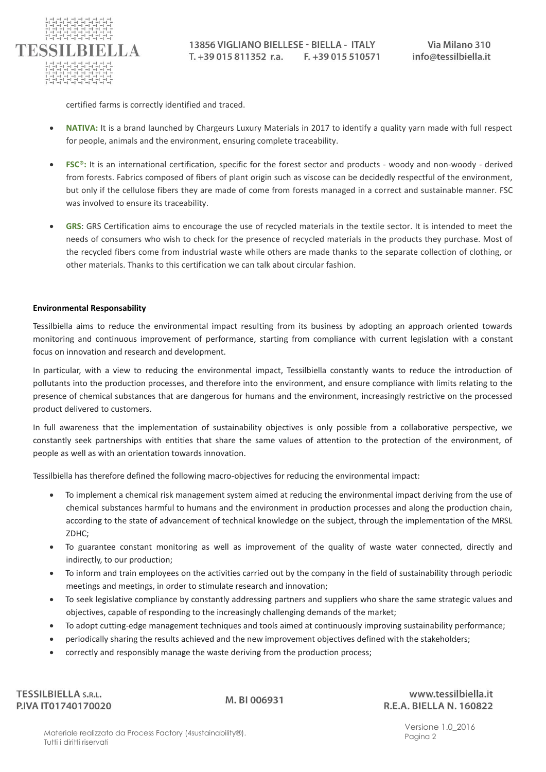certified farms is correctly identified and traced.

- **NATIVA:** It is a brand launched by Chargeurs Luxury Materials in 2017 to identify a quality yarn made with full respect for people, animals and the environment, ensuring complete traceability.
- **FSC®:** It is an international certification, specific for the forest sector and products - woody and non-woody - derived from forests. Fabrics composed of fibers of plant origin such as viscose can be decidedly respectful of the environment, but only if the cellulose fibers they are made of come from forests managed in a correct and sustainable manner. FSC was involved to ensure its traceability.
- **GRS**: GRS Certification aims to encourage the use of recycled materials in the textile sector. It is intended to meet the needs of consumers who wish to check for the presence of recycled materials in the products they purchase. Most of the recycled fibers come from industrial waste while others are made thanks to the separate collection of clothing, or other materials. Thanks to this certification we can talk about circular fashion.

**Environmental Responsability**

Tessilbiella aims to reduce the environmental impact resulting from its business by adopting an approach oriented towards monitoring and continuous improvement of performance, starting from compliance with current legislation with a constant focus on innovation and research and development.

In particular, with a view to reducing the environmental impact, Tessilbiella constantly wants to reduce the introduction of pollutants into the production processes, and therefore into the environment, and ensure compliance with limits relating to the presence of chemical substances that are dangerous for humans and the environment, increasingly restrictive on the processed product delivered to customers.

In full awareness that the implementation of sustainability objectives is only possible from a collaborative perspective, we constantly seek partnerships with entities that share the same values of attention to the protection of the environment, of people as well as with an orientation towards innovation.

Tessilbiella has therefore defined the following macro-objectives for reducing the environmental impact:

- To implement a chemical risk management system aimed at reducing the environmental impact deriving from the use of chemical substances harmful to humans and the environment in production processes and along the production chain, according to the state of advancement of technical knowledge on the subject, through the implementation of the MRSL ZDHC;
- To guarantee constant monitoring as well as improvement of the quality of waste water connected, directly and indirectly, to our production;
- To inform and train employees on the activities carried out by the company in the field of sustainability through periodic meetings and meetings, in order to stimulate research and innovation;
- To seek legislative compliance by constantly addressing partners and suppliers who share the same strategic values and objectives, capable of responding to the increasingly challenging demands of the market;
- To adopt cutting-edge management techniques and tools aimed at continuously improving sustainability performance;
- periodically sharing the results achieved and the new improvement objectives defined with the stakeholders;
- correctly and responsibly manage the waste deriving from the production process;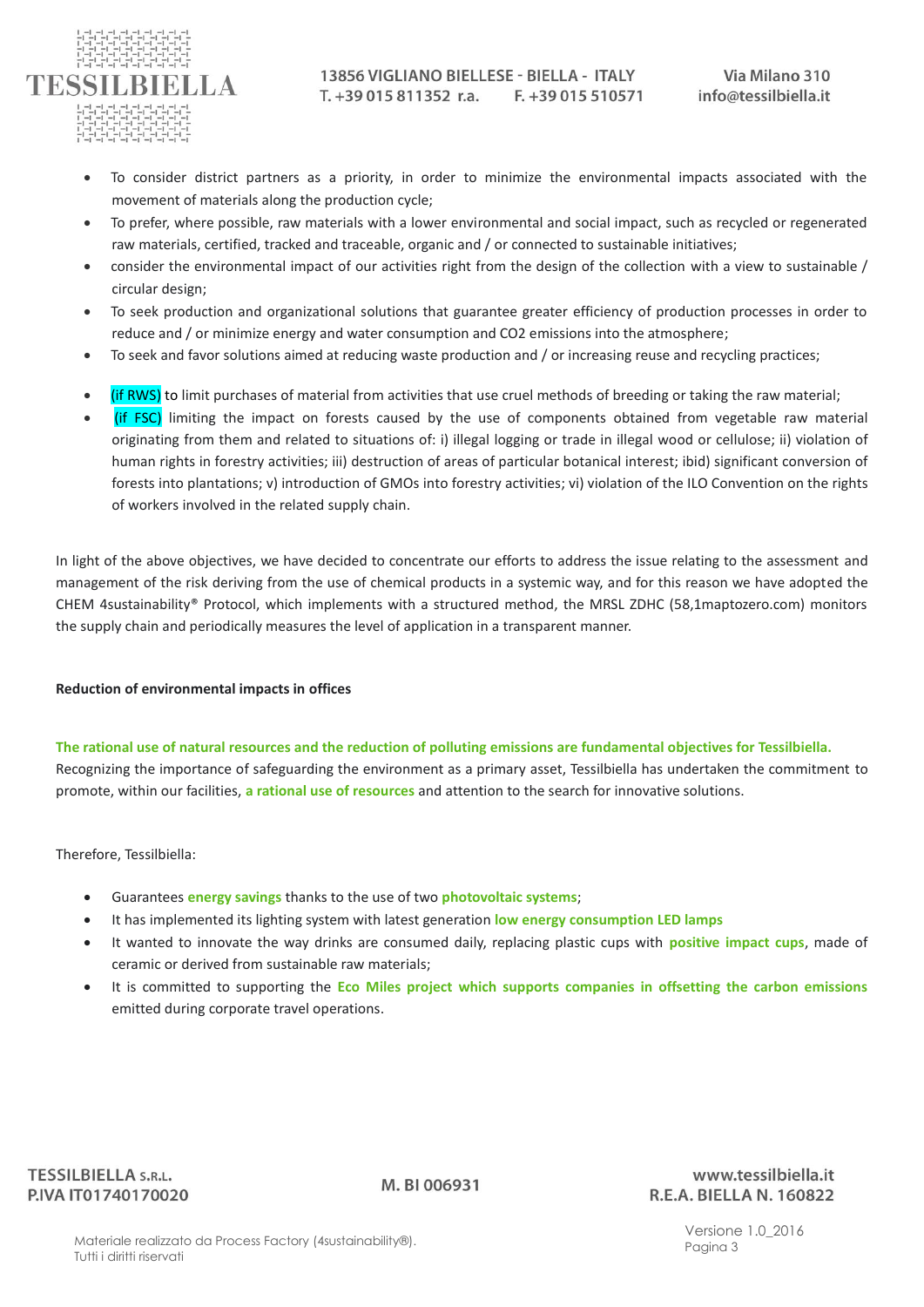- To consider district partners as a priority, in order to minimize the environmental impacts associated with the movement of materials along the production cycle;
- To prefer, where possible, raw materials with a lower environmental and social impact, such as recycled or regenerated raw materials, certified, tracked and traceable, organic and / or connected to sustainable initiatives;
- consider the environmental impact of our activities right from the design of the collection with a view to sustainable / circular design;
- To seek production and organizational solutions that guarantee greater efficiency of production processes in order to reduce and / or minimize energy and water consumption and CO2 emissions into the atmosphere;
- To seek and favor solutions aimed at reducing waste production and / or increasing reuse and recycling practices;
- (if RWS) to limit purchases of material from activities that use cruel methods of breeding or taking the raw material;
- (if FSC) limiting the impact on forests caused by the use of components obtained from vegetable raw material originating from them and related to situations of: i) illegal logging or trade in illegal wood or cellulose; ii) violation of human rights in forestry activities; iii) destruction of areas of particular botanical interest; ibid) significant conversion of forests into plantations; v) introduction of GMOs into forestry activities; vi) violation of the ILO Convention on the rights of workers involved in the related supply chain.

In light of the above objectives, we have decided to concentrate our efforts to address the issue relating to the assessment and management of the risk deriving from the use of chemical products in a systemic way, and for this reason we have adopted the CHEM 4sustainability® Protocol, which implements with a structured method, the MRSL ZDHC (58,1maptozero.com) monitors the supply chain and periodically measures the level of application in a transparent manner.

**Reduction of environmental impacts in offices**

**The rational use of natural resources and the reduction of polluting emissions are fundamental objectives for Tessilbiella.**
Recognizing the importance of safeguarding the environment as a primary asset, Tessilbiella has undertaken the commitment to promote, within our facilities, **a rational use of resources** and attention to the search for innovative solutions.

Therefore, Tessilbiella:

- Guarantees **energy savings** thanks to the use of two **photovoltaic systems**;
- It has implemented its lighting system with latest generation **low energy consumption LED lamps**
- It wanted to innovate the way drinks are consumed daily, replacing plastic cups with **positive impact cups**, made of ceramic or derived from sustainable raw materials;
- It is committed to supporting the **Eco Miles project which supports companies in offsetting the carbon emissions** emitted during corporate travel operations.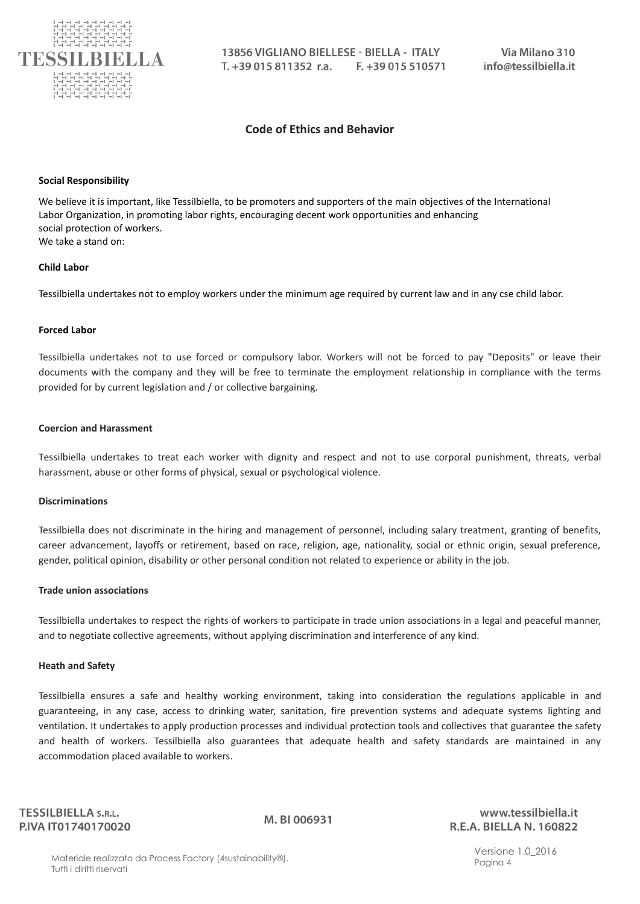## Code of Ethics and Behavior

**Social Responsibility**

We believe it is important, like Tessilbiella, to be promoters and supporters of the main objectives of the International Labor Organization, in promoting labor rights, encouraging decent work opportunities and enhancing social protection of workers.
We take a stand on:

**Child Labor**

Tessilbiella undertakes not to employ workers under the minimum age required by current law and in any cse child labor.

**Forced Labor**

Tessilbiella undertakes not to use forced or compulsory labor. Workers will not be forced to pay "Deposits" or leave their documents with the company and they will be free to terminate the employment relationship in compliance with the terms provided for by current legislation and / or collective bargaining.

**Coercion and Harassment**

Tessilbiella undertakes to treat each worker with dignity and respect and not to use corporal punishment, threats, verbal harassment, abuse or other forms of physical, sexual or psychological violence.

**Discriminations**

Tessilbiella does not discriminate in the hiring and management of personnel, including salary treatment, granting of benefits, career advancement, layoffs or retirement, based on race, religion, age, nationality, social or ethnic origin, sexual preference, gender, political opinion, disability or other personal condition not related to experience or ability in the job.

**Trade union associations**

Tessilbiella undertakes to respect the rights of workers to participate in trade union associations in a legal and peaceful manner, and to negotiate collective agreements, without applying discrimination and interference of any kind.

**Heath and Safety**

Tessilbiella ensures a safe and healthy working environment, taking into consideration the regulations applicable in and guaranteeing, in any case, access to drinking water, sanitation, fire prevention systems and adequate systems lighting and ventilation. It undertakes to apply production processes and individual protection tools and collectives that guarantee the safety and health of workers. Tessilbiella also guarantees that adequate health and safety standards are maintained in any accommodation placed available to workers.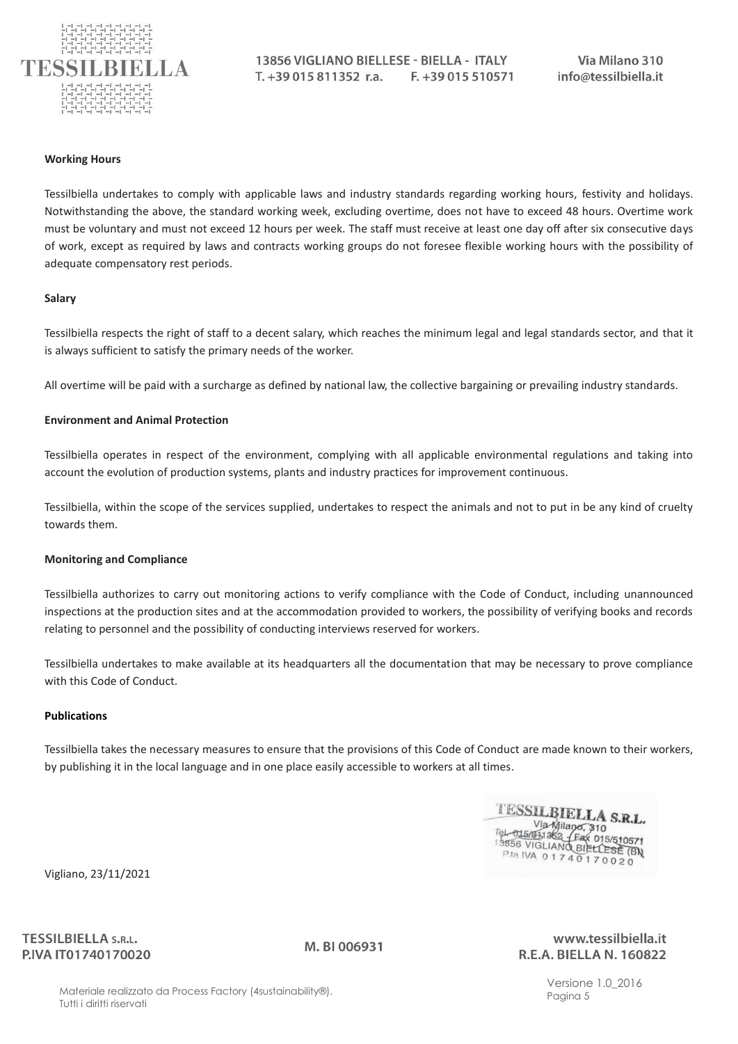**Working Hours**

Tessilbiella undertakes to comply with applicable laws and industry standards regarding working hours, festivity and holidays. Notwithstanding the above, the standard working week, excluding overtime, does not have to exceed 48 hours. Overtime work must be voluntary and must not exceed 12 hours per week. The staff must receive at least one day off after six consecutive days of work, except as required by laws and contracts working groups do not foresee flexible working hours with the possibility of adequate compensatory rest periods.

**Salary**

Tessilbiella respects the right of staff to a decent salary, which reaches the minimum legal and legal standards sector, and that it is always sufficient to satisfy the primary needs of the worker.

All overtime will be paid with a surcharge as defined by national law, the collective bargaining or prevailing industry standards.

**Environment and Animal Protection**

Tessilbiella operates in respect of the environment, complying with all applicable environmental regulations and taking into account the evolution of production systems, plants and industry practices for improvement continuous.

Tessilbiella, within the scope of the services supplied, undertakes to respect the animals and not to put in be any kind of cruelty towards them.

**Monitoring and Compliance**

Tessilbiella authorizes to carry out monitoring actions to verify compliance with the Code of Conduct, including unannounced inspections at the production sites and at the accommodation provided to workers, the possibility of verifying books and records relating to personnel and the possibility of conducting interviews reserved for workers.

Tessilbiella undertakes to make available at its headquarters all the documentation that may be necessary to prove compliance with this Code of Conduct.

**Publications**

Tessilbiella takes the necessary measures to ensure that the provisions of this Code of Conduct are made known to their workers, by publishing it in the local language and in one place easily accessible to workers at all times.

TESSILBIELLA S.R.L.
Via Milano, 310
Tel. 015/811352 - Fax 015/510571
13856 VIGLIANO BIELLESE (BI)
P.ta IVA 01740170020

Vigliano, 23/11/2021